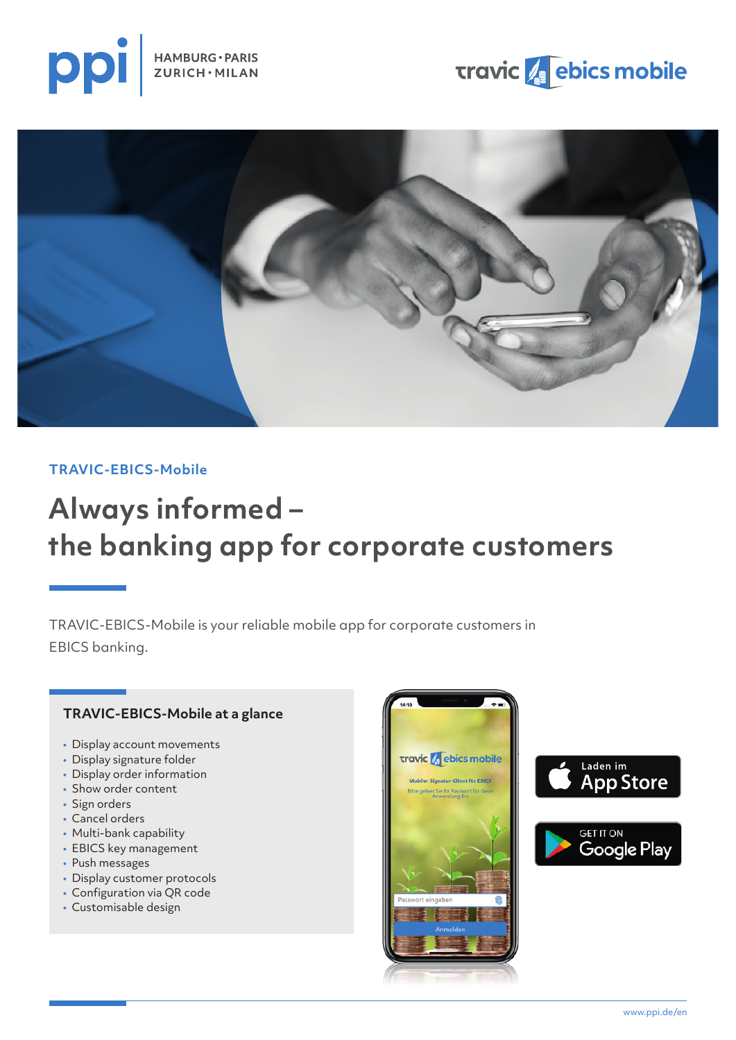TRAVIC-EBICS-Mobile

# Always informed – the banking app for corporate customers

TRAVIC-EBICS-Mobile is your reliable mobile app for corporate customers in EBICS banking.

### TRAVIC-EBICS-Mobile at a glance

- Display account movements
- Display signature folder
- Display order information
- Show order content
- Sign orders
- Cancel orders
- Multi-bank capability
- EBICS key management
- Push messages
- Display customer protocols
- Configuration via QR code
- Customisable design

Laden im App Store

GET IT ON Google Play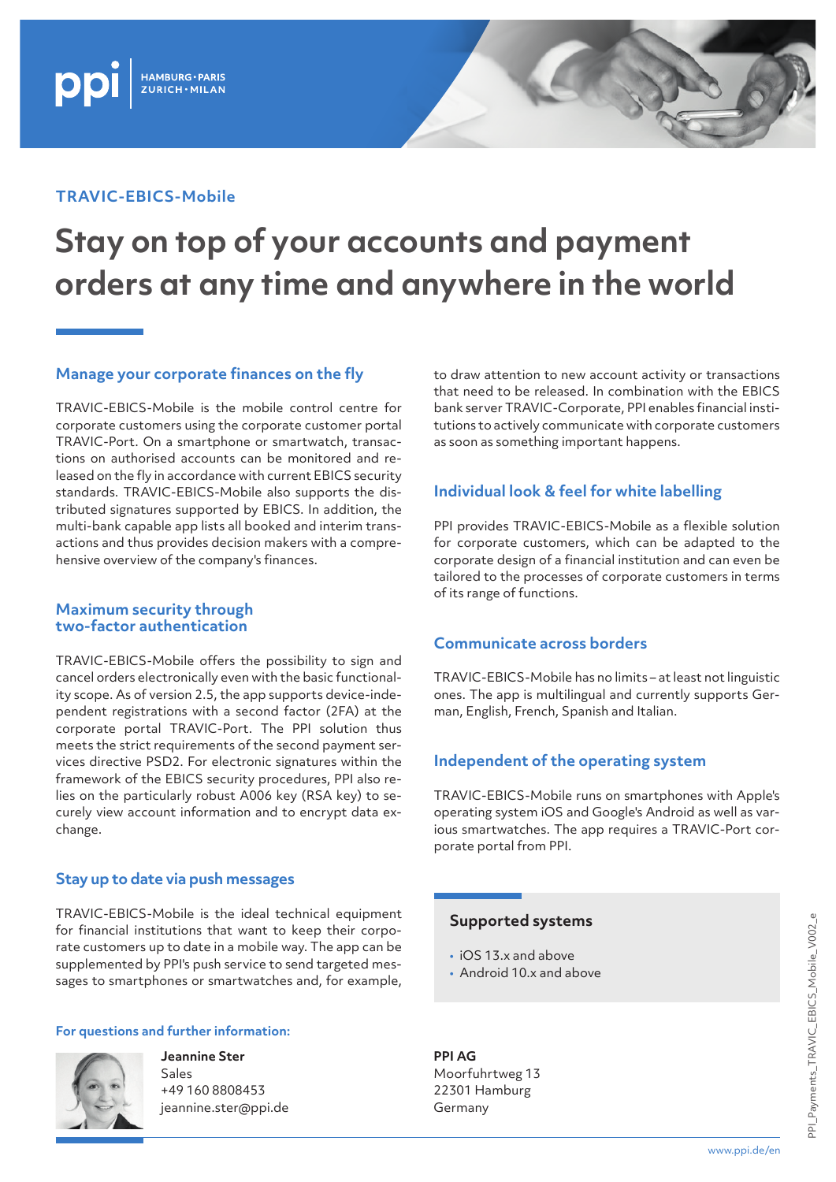ppi HAMBURG · PARIS ZURICH · MILAN

## TRAVIC-EBICS-Mobile

# Stay on top of your accounts and payment orders at any time and anywhere in the world

### Manage your corporate finances on the fly

TRAVIC-EBICS-Mobile is the mobile control centre for corporate customers using the corporate customer portal TRAVIC-Port. On a smartphone or smartwatch, transactions on authorised accounts can be monitored and released on the fly in accordance with current EBICS security standards. TRAVIC-EBICS-Mobile also supports the distributed signatures supported by EBICS. In addition, the multi-bank capable app lists all booked and interim transactions and thus provides decision makers with a comprehensive overview of the company's finances.

### Maximum security through two-factor authentication

TRAVIC-EBICS-Mobile offers the possibility to sign and cancel orders electronically even with the basic functionality scope. As of version 2.5, the app supports device-independent registrations with a second factor (2FA) at the corporate portal TRAVIC-Port. The PPI solution thus meets the strict requirements of the second payment services directive PSD2. For electronic signatures within the framework of the EBICS security procedures, PPI also relies on the particularly robust A006 key (RSA key) to securely view account information and to encrypt data exchange.

### Stay up to date via push messages

TRAVIC-EBICS-Mobile is the ideal technical equipment for financial institutions that want to keep their corporate customers up to date in a mobile way. The app can be supplemented by PPI's push service to send targeted messages to smartphones or smartwatches and, for example, to draw attention to new account activity or transactions that need to be released. In combination with the EBICS bank server TRAVIC-Corporate, PPI enables financial institutions to actively communicate with corporate customers as soon as something important happens.

### Individual look & feel for white labelling

PPI provides TRAVIC-EBICS-Mobile as a flexible solution for corporate customers, which can be adapted to the corporate design of a financial institution and can even be tailored to the processes of corporate customers in terms of its range of functions.

### Communicate across borders

TRAVIC-EBICS-Mobile has no limits – at least not linguistic ones. The app is multilingual and currently supports German, English, French, Spanish and Italian.

### Independent of the operating system

TRAVIC-EBICS-Mobile runs on smartphones with Apple's operating system iOS and Google's Android as well as various smartwatches. The app requires a TRAVIC-Port corporate portal from PPI.

### Supported systems

- iOS 13.x and above
- Android 10.x and above

**For questions and further information:**

**Jeannine Ster**
Sales
+49 160 8808453
jeannine.ster@ppi.de

**PPI AG**
Moorfuhrtweg 13
22301 Hamburg
Germany

www.ppi.de/en

PPI_Payments_TRAVIC_EBICS_Mobile_V002_e